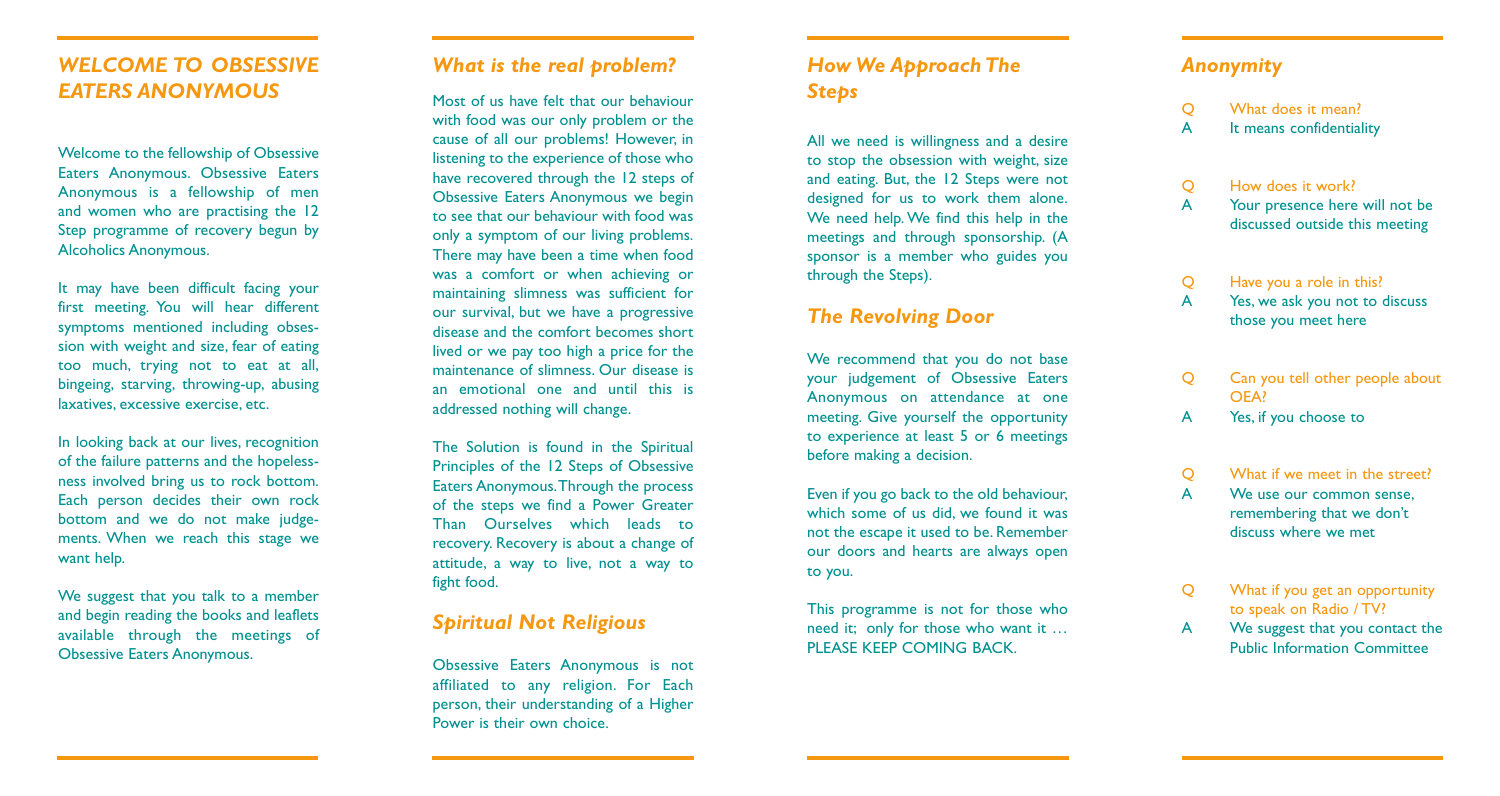## *WELCOME TO OBSESSIVE EATERS ANONYMOUS*

Welcome to the fellowship of Obsessive Eaters Anonymous. Obsessive Eaters Anonymous is a fellowship of men and women who are practising the 12 Step programme of recovery begun by Alcoholics Anonymous.

It may have been difficult facing your first meeting. You will hear different symptoms mentioned including obsession with weight and size, fear of eating too much, trying not to eat at all, bingeing, starving, throwing-up, abusing laxatives, excessive exercise, etc.

In looking back at our lives, recognition of the failure patterns and the hopelessness involved bring us to rock bottom. Each person decides their own rock bottom and we do not make judgements. When we reach this stage we want help.

We suggest that you talk to a member and begin reading the books and leaflets available through the meetings of Obsessive Eaters Anonymous.

## *What is the real problem?*

Most of us have felt that our behaviour with food was our only problem or the cause of all our problems! However, in listening to the experience of those who have recovered through the 12 steps of Obsessive Eaters Anonymous we begin to see that our behaviour with food was only a symptom of our living problems. There may have been a time when food was a comfort or when achieving or maintaining slimness was sufficient for our survival, but we have a progressive disease and the comfort becomes short lived or we pay too high a price for the maintenance of slimness. Our disease is an emotional one and until this is addressed nothing will change.

The Solution is found in the Spiritual Principles of the 12 Steps of Obsessive Eaters Anonymous. Through the process of the steps we find a Power Greater Than Ourselves which leads to recovery. Recovery is about a change of attitude, a way to live, not a way to fight food.

## *Spiritual Not Religious*

Obsessive Eaters Anonymous is not affiliated to any religion. For Each person, their understanding of a Higher Power is their own choice.

## *How We Approach The Steps*

All we need is willingness and a desire to stop the obsession with weight, size and eating. But, the 12 Steps were not designed for us to work them alone. We need help. We find this help in the meetings and through sponsorship. (A sponsor is a member who guides you through the Steps).

## *The Revolving Door*

We recommend that you do not base your judgement of Obsessive Eaters Anonymous on attendance at one meeting. Give yourself the opportunity to experience at least 5 or 6 meetings before making a decision.

Even if you go back to the old behaviour, which some of us did, we found it was not the escape it used to be. Remember our doors and hearts are always open to you.

This programme is not for those who need it; only for those who want it … PLEASE KEEP COMING BACK.

## *Anonymity*

Q What does it mean?
A It means confidentiality

Q How does it work?
A Your presence here will not be discussed outside this meeting

Q Have you a role in this?
A Yes, we ask you not to discuss those you meet here

Q Can you tell other people about OEA?
A Yes, if you choose to

Q What if we meet in the street?
A We use our common sense, remembering that we don't discuss where we met

Q What if you get an opportunity to speak on Radio / TV?
A We suggest that you contact the Public Information Committee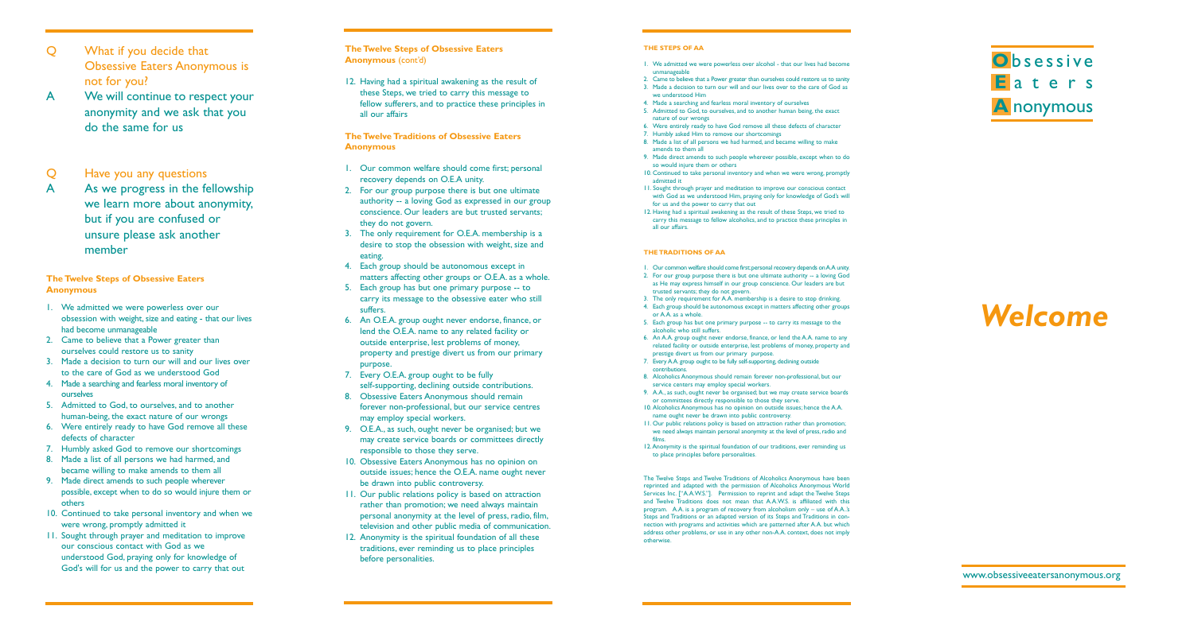Q What if you decide that Obsessive Eaters Anonymous is not for you?

A We will continue to respect your anonymity and we ask that you do the same for us

Q Have you any questions

A As we progress in the fellowship we learn more about anonymity, but if you are confused or unsure please ask another member

### The Twelve Steps of Obsessive Eaters Anonymous

1. We admitted we were powerless over our obsession with weight, size and eating - that our lives had become unmanageable
2. Came to believe that a Power greater than ourselves could restore us to sanity
3. Made a decision to turn our will and our lives over to the care of God as we understood God
4. Made a searching and fearless moral inventory of ourselves
5. Admitted to God, to ourselves, and to another human-being, the exact nature of our wrongs
6. Were entirely ready to have God remove all these defects of character
7. Humbly asked God to remove our shortcomings
8. Made a list of all persons we had harmed, and became willing to make amends to them all
9. Made direct amends to such people wherever possible, except when to do so would injure them or others
10. Continued to take personal inventory and when we were wrong, promptly admitted it
11. Sought through prayer and meditation to improve our conscious contact with God as we understood God, praying only for knowledge of God's will for us and the power to carry that out

### The Twelve Steps of Obsessive Eaters Anonymous (cont'd)

12. Having had a spiritual awakening as the result of these Steps, we tried to carry this message to fellow sufferers, and to practice these principles in all our affairs

### The Twelve Traditions of Obsessive Eaters Anonymous

1. Our common welfare should come first; personal recovery depends on O.E.A unity.
2. For our group purpose there is but one ultimate authority -- a loving God as expressed in our group conscience. Our leaders are but trusted servants; they do not govern.
3. The only requirement for O.E.A. membership is a desire to stop the obsession with weight, size and eating.
4. Each group should be autonomous except in matters affecting other groups or O.E.A. as a whole.
5. Each group has but one primary purpose -- to carry its message to the obsessive eater who still suffers.
6. An O.E.A. group ought never endorse, finance, or lend the O.E.A. name to any related facility or outside enterprise, lest problems of money, property and prestige divert us from our primary purpose.
7. Every O.E.A. group ought to be fully self-supporting, declining outside contributions.
8. Obsessive Eaters Anonymous should remain forever non-professional, but our service centres may employ special workers.
9. O.E.A., as such, ought never be organised; but we may create service boards or committees directly responsible to those they serve.
10. Obsessive Eaters Anonymous has no opinion on outside issues; hence the O.E.A. name ought never be drawn into public controversy.
11. Our public relations policy is based on attraction rather than promotion; we need always maintain personal anonymity at the level of press, radio, film, television and other public media of communication.
12. Anonymity is the spiritual foundation of all these traditions, ever reminding us to place principles before personalities.

### THE STEPS OF AA

1. We admitted we were powerless over alcohol - that our lives had become unmanageable
2. Came to believe that a Power greater than ourselves could restore us to sanity
3. Made a decision to turn our will and our lives over to the care of God as we understood Him
4. Made a searching and fearless moral inventory of ourselves
5. Admitted to God, to ourselves, and to another human being, the exact nature of our wrongs
6. Were entirely ready to have God remove all these defects of character
7. Humbly asked Him to remove our shortcomings
8. Made a list of all persons we had harmed, and became willing to make amends to them all
9. Made direct amends to such people wherever possible, except when to do so would injure them or others
10. Continued to take personal inventory and when we were wrong, promptly admitted it
11. Sought through prayer and meditation to improve our conscious contact with God as we understood Him, praying only for knowledge of God's will for us and the power to carry that out
12. Having had a spiritual awakening as the result of these Steps, we tried to carry this message to fellow alcoholics, and to practice these principles in all our affairs.

### THE TRADITIONS OF AA

1. Our common welfare should come first; personal recovery depends on A.A unity.
2. For our group purpose there is but one ultimate authority -- a loving God as He may express himself in our group conscience. Our leaders are but trusted servants; they do not govern.
3. The only requirement for A.A. membership is a desire to stop drinking.
4. Each group should be autonomous except in matters affecting other groups or A.A. as a whole.
5. Each group has but one primary purpose -- to carry its message to the alcoholic who still suffers.
6. An A.A. group ought never endorse, finance, or lend the A.A. name to any related facility or outside enterprise, lest problems of money, property and prestige divert us from our primary purpose.
7. Every A.A. group ought to be fully self-supporting, declining outside contributions.
8. Alcoholics Anonymous should remain forever non-professional, but our service centers may employ special workers.
9. A.A., as such, ought never be organised; but we may create service boards or committees directly responsible to those they serve.
10. Alcoholics Anonymous has no opinion on outside issues; hence the A.A. name ought never be drawn into public controversy.
11. Our public relations policy is based on attraction rather than promotion; we need always maintain personal anonymity at the level of press, radio and films.
12. Anonymity is the spiritual foundation of our traditions, ever reminding us to place principles before personalities.

The Twelve Steps and Twelve Traditions of Alcoholics Anonymous have been reprinted and adapted with the permission of Alcoholics Anonymous World Services Inc. ["A.A.W.S."]. Permission to reprint and adapt the Twelve Steps and Twelve Traditions does not mean that A.A.W.S. is affiliated with this program. A.A. is a program of recovery from alcoholism only – use of A.A.'s Steps and Traditions or an adapted version of its Steps and Traditions in connection with programs and activities which are patterned after A.A. but which address other problems, or use in any other non-A.A. context, does not imply otherwise.

# Obsessive Eaters Anonymous

# *Welcome*

www.obsessiveeatersanonymous.org